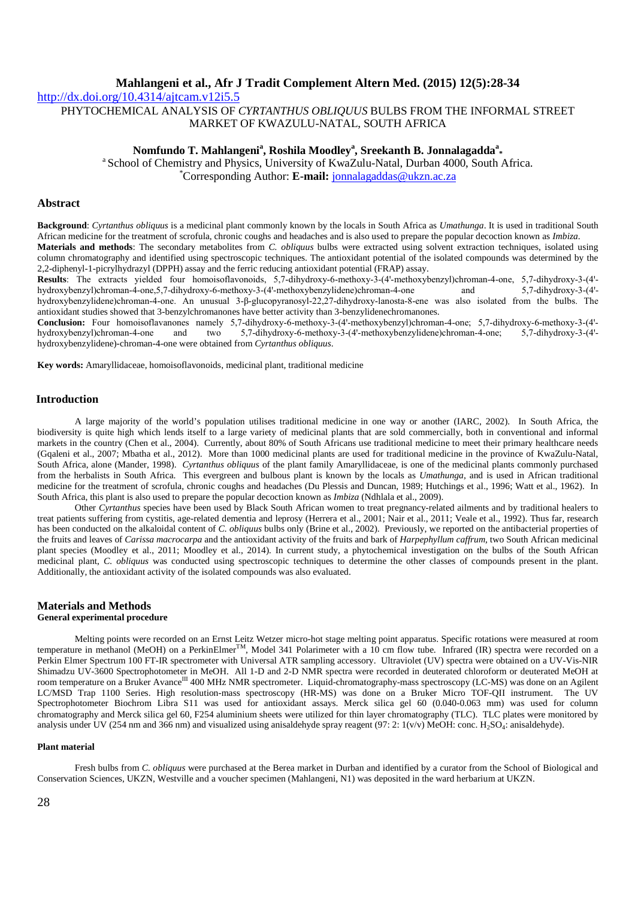http://dx.doi.org/10.4314/ajtcam.v12i5.5

# PHYTOCHEMICAL ANALYSIS OF *CYRTANTHUS OBLIQUUS* BULBS FROM THE INFORMAL STREET MARKET OF KWAZULU-NATAL, SOUTH AFRICA

**Nomfundo T. Mahlangeni[a], Roshila Moodley[a], Sreekanth B. Jonnalagadda[a]*** 

[a] School of Chemistry and Physics, University of KwaZulu-Natal, Durban 4000, South Africa.

*Corresponding Author: **E-mail:** jonnalagaddas@ukzn.ac.za

## Abstract

**Background**: *Cyrtanthus obliquus* is a medicinal plant commonly known by the locals in South Africa as *Umathunga*. It is used in traditional South African medicine for the treatment of scrofula, chronic coughs and headaches and is also used to prepare the popular decoction known as *Imbiza*.

**Materials and methods**: The secondary metabolites from *C. obliquus* bulbs were extracted using solvent extraction techniques, isolated using column chromatography and identified using spectroscopic techniques. The antioxidant potential of the isolated compounds was determined by the 2,2-diphenyl-1-picrylhydrazyl (DPPH) assay and the ferric reducing antioxidant potential (FRAP) assay.

**Results**: The extracts yielded four homoisoflavonoids, 5,7-dihydroxy-6-methoxy-3-(4'-methoxybenzyl)chroman-4-one, 5,7-dihydroxy-3-(4'-hydroxybenzyl)chroman-4-one,5,7-dihydroxy-6-methoxy-3-(4'-methoxybenzylidene)chroman-4-one and 5,7-dihydroxy-3-(4'-hydroxybenzylidene)chroman-4-one. An unusual 3-β-glucopyranosyl-22,27-dihydroxy-lanosta-8-ene was also isolated from the bulbs. The antioxidant studies showed that 3-benzylchromanones have better activity than 3-benzylidenechromanones.

**Conclusion:** Four homoisoflavanones namely 5,7-dihydroxy-6-methoxy-3-(4'-methoxybenzyl)chroman-4-one; 5,7-dihydroxy-6-methoxy-3-(4'-hydroxybenzyl)chroman-4-one and two 5,7-dihydroxy-6-methoxy-3-(4'-methoxybenzylidene)chroman-4-one; 5,7-dihydroxy-3-(4'-hydroxybenzylidene)-chroman-4-one were obtained from *Cyrtanthus obliquus*.

**Key words:** Amaryllidaceae, homoisoflavonoids, medicinal plant, traditional medicine

## Introduction

A large majority of the world's population utilises traditional medicine in one way or another (IARC, 2002). In South Africa, the biodiversity is quite high which lends itself to a large variety of medicinal plants that are sold commercially, both in conventional and informal markets in the country (Chen et al., 2004). Currently, more than 80% of South Africans use traditional medicine to meet their primary healthcare needs (Gqaleni et al., 2007; Mbatha et al., 2012). More than 1000 medicinal plants are used for traditional medicine in the province of KwaZulu-Natal, South Africa, alone (Mander, 1998). *Cyrtanthus obliquus* of the plant family Amaryllidaceae, is one of the medicinal plants commonly purchased from the herbalists in South Africa. This evergreen and bulbous plant is known by the locals as *Umathunga*, and is used in African traditional medicine for the treatment of scrofula, chronic coughs and headaches (Du Plessis and Duncan, 1989; Hutchings et al., 1996; Watt et al., 1962). In South Africa, this plant is also used to prepare the popular decoction known as *Imbiza* (Ndhlala et al., 2009).

Other *Cyrtanthus* species have been used by Black South African women to treat pregnancy-related ailments and by traditional healers to treat patients suffering from cystitis, age-related dementia and leprosy (Herrera et al., 2001; Nair et al., 2011; Veale et al., 1992). Thus far, research has been conducted on the alkaloidal content of *C. obliquus* bulbs only (Brine et al., 2002). Previously, we reported on the antibacterial properties of the fruits and leaves of *Carissa macrocarpa* and the antioxidant activity of the fruits and bark of *Harpephyllum caffrum*, two South African medicinal plant species (Moodley et al., 2011; Moodley et al., 2014). In current study, a phytochemical investigation on the bulbs of the South African medicinal plant, *C. obliquus* was conducted using spectroscopic techniques to determine the other classes of compounds present in the plant. Additionally, the antioxidant activity of the isolated compounds was also evaluated.

## Materials and Methods

### General experimental procedure

Melting points were recorded on an Ernst Leitz Wetzer micro-hot stage melting point apparatus. Specific rotations were measured at room temperature in methanol (MeOH) on a PerkinElmer[TM], Model 341 Polarimeter with a 10 cm flow tube. Infrared (IR) spectra were recorded on a Perkin Elmer Spectrum 100 FT-IR spectrometer with Universal ATR sampling accessory. Ultraviolet (UV) spectra were obtained on a UV-Vis-NIR Shimadzu UV-3600 Spectrophotometer in MeOH. All 1-D and 2-D NMR spectra were recorded in deuterated chloroform or deuterated MeOH at room temperature on a Bruker Avance[III] 400 MHz NMR spectrometer. Liquid-chromatography-mass spectroscopy (LC-MS) was done on an Agilent LC/MSD Trap 1100 Series. High resolution-mass spectroscopy (HR-MS) was done on a Bruker Micro TOF-QII instrument. The UV Spectrophotometer Biochrom Libra S11 was used for antioxidant assays. Merck silica gel 60 (0.040-0.063 mm) was used for column chromatography and Merck silica gel 60, F254 aluminium sheets were utilized for thin layer chromatography (TLC). TLC plates were monitored by analysis under UV (254 nm and 366 nm) and visualized using anisaldehyde spray reagent (97: 2: 1(v/v) MeOH: conc. $H_2SO_4$: anisaldehyde).

### Plant material

Fresh bulbs from *C. obliquus* were purchased at the Berea market in Durban and identified by a curator from the School of Biological and Conservation Sciences, UKZN, Westville and a voucher specimen (Mahlangeni, N1) was deposited in the ward herbarium at UKZN.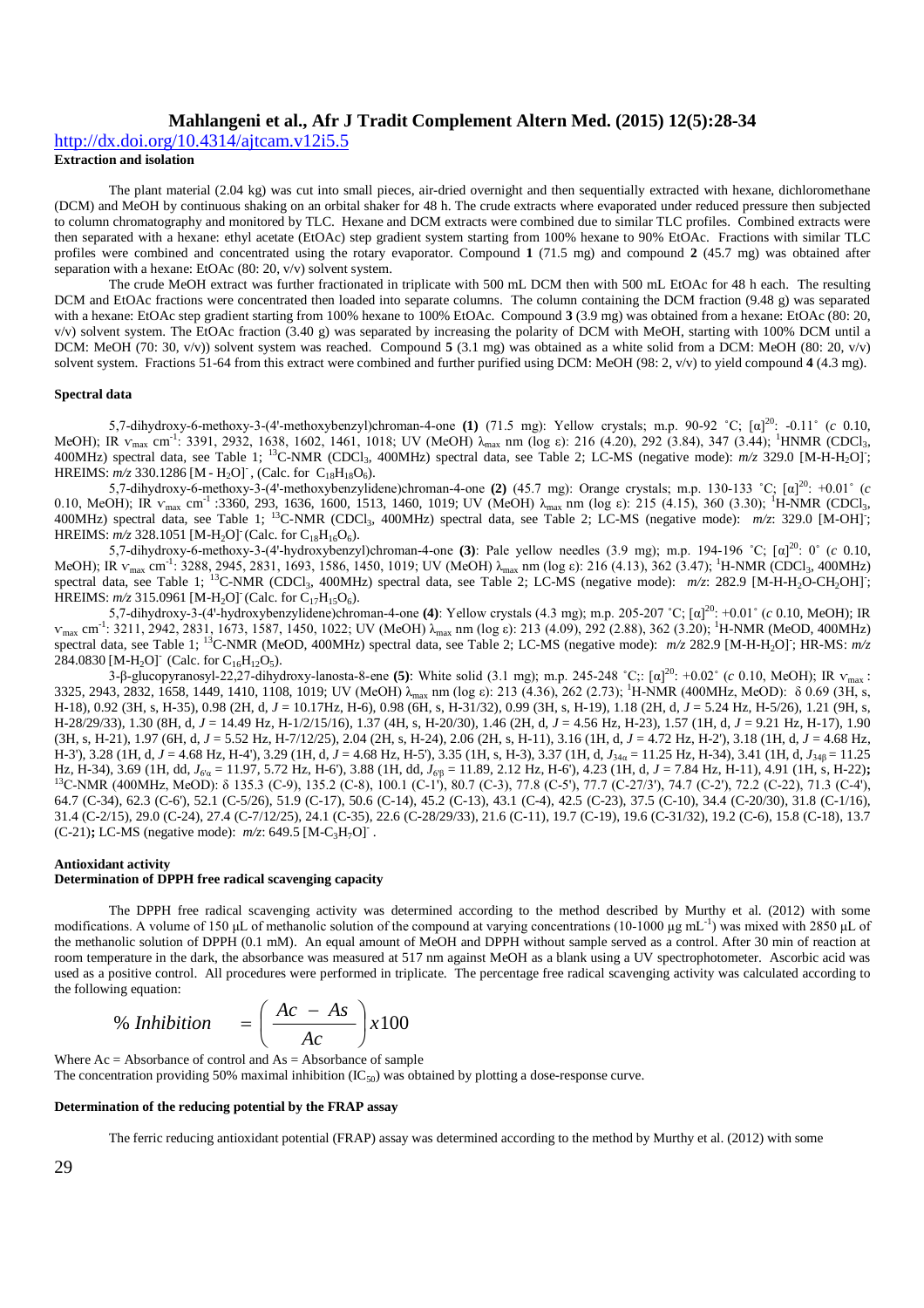**Extraction and isolation**

The plant material (2.04 kg) was cut into small pieces, air-dried overnight and then sequentially extracted with hexane, dichloromethane (DCM) and MeOH by continuous shaking on an orbital shaker for 48 h. The crude extracts where evaporated under reduced pressure then subjected to column chromatography and monitored by TLC. Hexane and DCM extracts were combined due to similar TLC profiles. Combined extracts were then separated with a hexane: ethyl acetate (EtOAc) step gradient system starting from 100% hexane to 90% EtOAc. Fractions with similar TLC profiles were combined and concentrated using the rotary evaporator. Compound **1** (71.5 mg) and compound **2** (45.7 mg) was obtained after separation with a hexane: EtOAc (80: 20, v/v) solvent system.

The crude MeOH extract was further fractionated in triplicate with 500 mL DCM then with 500 mL EtOAc for 48 h each. The resulting DCM and EtOAc fractions were concentrated then loaded into separate columns. The column containing the DCM fraction (9.48 g) was separated with a hexane: EtOAc step gradient starting from 100% hexane to 100% EtOAc. Compound **3** (3.9 mg) was obtained from a hexane: EtOAc (80: 20, v/v) solvent system. The EtOAc fraction (3.40 g) was separated by increasing the polarity of DCM with MeOH, starting with 100% DCM until a DCM: MeOH (70: 30, v/v)) solvent system was reached. Compound **5** (3.1 mg) was obtained as a white solid from a DCM: MeOH (80: 20, v/v) solvent system. Fractions 51-64 from this extract were combined and further purified using DCM: MeOH (98: 2, v/v) to yield compound **4** (4.3 mg).

**Spectral data**

5,7-dihydroxy-6-methoxy-3-(4'-methoxybenzyl)chroman-4-one **(1)** (71.5 mg): Yellow crystals; m.p. 90-92 ˚C; $[\alpha]^{20}$: -0.11˚ (*c* 0.10, MeOH); IR $v_{max}$ $cm^{-1}$: 3391, 2932, 1638, 1602, 1461, 1018; UV (MeOH) $\lambda_{max}$ nm (log ε): 216 (4.20), 292 (3.84), 347 (3.44); $^{1}$HNMR ($CDCl_3$, 400MHz) spectral data, see Table 1; $^{13}$C-NMR ($CDCl_3$, 400MHz) spectral data, see Table 2; LC-MS (negative mode): *m/z* 329.0 $[M\text{-}H\text{-}H_2O]^-$; HREIMS: *m/z* 330.1286 $[M - H_2O]^-$, (Calc. for $C_{18}H_{18}O_6$).

5,7-dihydroxy-6-methoxy-3-(4'-methoxybenzylidene)chroman-4-one **(2)** (45.7 mg): Orange crystals; m.p. 130-133 ˚C; $[\alpha]^{20}$: +0.01˚ (*c* 0.10, MeOH); IR $v_{max}$ $cm^{-1}$ :3360, 293, 1636, 1600, 1513, 1460, 1019; UV (MeOH) $\lambda_{max}$ nm (log ε): 215 (4.15), 360 (3.30); $^{1}$H-NMR ($CDCl_3$, 400MHz) spectral data, see Table 1; $^{13}$C-NMR ($CDCl_3$, 400MHz) spectral data, see Table 2; LC-MS (negative mode): *m/z*: 329.0 $[M\text{-}OH]^-$; HREIMS: *m/z* 328.1051 $[M\text{-}H_2O]^-$ (Calc. for $C_{18}H_{16}O_6$).

5,7-dihydroxy-6-methoxy-3-(4'-hydroxybenzyl)chroman-4-one **(3)**: Pale yellow needles (3.9 mg); m.p. 194-196 ˚C; $[\alpha]^{20}$: 0˚ (*c* 0.10, MeOH); IR $v_{max}$ $cm^{-1}$: 3288, 2945, 2831, 1693, 1586, 1450, 1019; UV (MeOH) $\lambda_{max}$ nm (log ε): 216 (4.13), 362 (3.47); $^{1}$H-NMR ($CDCl_3$, 400MHz) spectral data, see Table 1; $^{13}$C-NMR ($CDCl_3$, 400MHz) spectral data, see Table 2; LC-MS (negative mode): *m/z*: 282.9 $[M\text{-}H\text{-}H_2O\text{-}CH_2OH]^-$; HREIMS: *m/z* 315.0961 $[M\text{-}H_2O]^-$ (Calc. for $C_{17}H_{15}O_6$).

5,7-dihydroxy-3-(4'-hydroxybenzylidene)chroman-4-one **(4)**: Yellow crystals (4.3 mg); m.p. 205-207 ˚C; $[\alpha]^{20}$: +0.01˚ (*c* 0.10, MeOH); IR $v_{max}$ $cm^{-1}$: 3211, 2942, 2831, 1673, 1587, 1450, 1022; UV (MeOH) $\lambda_{max}$ nm (log ε): 213 (4.09), 292 (2.88), 362 (3.20); $^{1}$H-NMR (MeOD, 400MHz) spectral data, see Table 1; $^{13}$C-NMR (MeOD, 400MHz) spectral data, see Table 2; LC-MS (negative mode): *m/z* 282.9 $[M\text{-}H\text{-}H_2O]^-$; HR-MS: *m/z* 284.0830 $[M\text{-}H_2O]^-$ (Calc. for $C_{16}H_{12}O_5$).

3-β-glucopyranosyl-22,27-dihydroxy-lanosta-8-ene **(5)**: White solid (3.1 mg); m.p. 245-248 ˚C;: $[\alpha]^{20}$: +0.02˚ (*c* 0.10, MeOH); IR $v_{max}$ : 3325, 2943, 2832, 1658, 1449, 1410, 1108, 1019; UV (MeOH) $\lambda_{max}$ nm (log ε): 213 (4.36), 262 (2.73); $^{1}$H-NMR (400MHz, MeOD): δ 0.69 (3H, s, H-18), 0.92 (3H, s, H-35), 0.98 (2H, d, *J* = 10.17Hz, H-6), 0.98 (6H, s, H-31/32), 0.99 (3H, s, H-19), 1.18 (2H, d, *J* = 5.24 Hz, H-5/26), 1.21 (9H, s, H-28/29/33), 1.30 (8H, d, *J* = 14.49 Hz, H-1/2/15/16), 1.37 (4H, s, H-20/30), 1.46 (2H, d, *J* = 4.56 Hz, H-23), 1.57 (1H, d, *J* = 9.21 Hz, H-17), 1.90 (3H, s, H-21), 1.97 (6H, d, *J* = 5.52 Hz, H-7/12/25), 2.04 (2H, s, H-24), 2.06 (2H, s, H-11), 3.16 (1H, d, *J* = 4.72 Hz, H-2'), 3.18 (1H, d, *J* = 4.68 Hz, H-3'), 3.28 (1H, d, *J* = 4.68 Hz, H-4'), 3.29 (1H, d, *J* = 4.68 Hz, H-5'), 3.35 (1H, s, H-3), 3.37 (1H, d, $J_{34\alpha}$ = 11.25 Hz, H-34), 3.41 (1H, d, $J_{34\beta}$ = 11.25 Hz, H-34), 3.69 (1H, dd, $J_{6'\alpha}$ = 11.97, 5.72 Hz, H-6'), 3.88 (1H, dd, $J_{6'\beta}$ = 11.89, 2.12 Hz, H-6'), 4.23 (1H, d, *J* = 7.84 Hz, H-11), 4.91 (1H, s, H-22)**;** $^{13}$C-NMR (400MHz, MeOD): δ 135.3 (C-9), 135.2 (C-8), 100.1 (C-1'), 80.7 (C-3), 77.8 (C-5'), 77.7 (C-27/3'), 74.7 (C-2'), 72.2 (C-22), 71.3 (C-4'), 64.7 (C-34), 62.3 (C-6'), 52.1 (C-5/26), 51.9 (C-17), 50.6 (C-14), 45.2 (C-13), 43.1 (C-4), 42.5 (C-23), 37.5 (C-10), 34.4 (C-20/30), 31.8 (C-1/16), 31.4 (C-2/15), 29.0 (C-24), 27.4 (C-7/12/25), 24.1 (C-35), 22.6 (C-28/29/33), 21.6 (C-11), 19.7 (C-19), 19.6 (C-31/32), 19.2 (C-6), 15.8 (C-18), 13.7 (C-21)**;** LC-MS (negative mode): *m/z*: 649.5 $[M\text{-}C_3H_7O]^-$ .

**Antioxidant activity**

**Determination of DPPH free radical scavenging capacity**

The DPPH free radical scavenging activity was determined according to the method described by Murthy et al. (2012) with some modifications. A volume of 150 μL of methanolic solution of the compound at varying concentrations (10-1000 μg $mL^{-1}$) was mixed with 2850 μL of the methanolic solution of DPPH (0.1 mM). An equal amount of MeOH and DPPH without sample served as a control. After 30 min of reaction at room temperature in the dark, the absorbance was measured at 517 nm against MeOH as a blank using a UV spectrophotometer. Ascorbic acid was used as a positive control. All procedures were performed in triplicate. The percentage free radical scavenging activity was calculated according to the following equation:

$$\%\ Inhibition = \left( \frac{Ac - As}{Ac} \right) x100$$

Where Ac = Absorbance of control and As = Absorbance of sample

The concentration providing 50% maximal inhibition ($IC_{50}$) was obtained by plotting a dose-response curve.

**Determination of the reducing potential by the FRAP assay**

The ferric reducing antioxidant potential (FRAP) assay was determined according to the method by Murthy et al. (2012) with some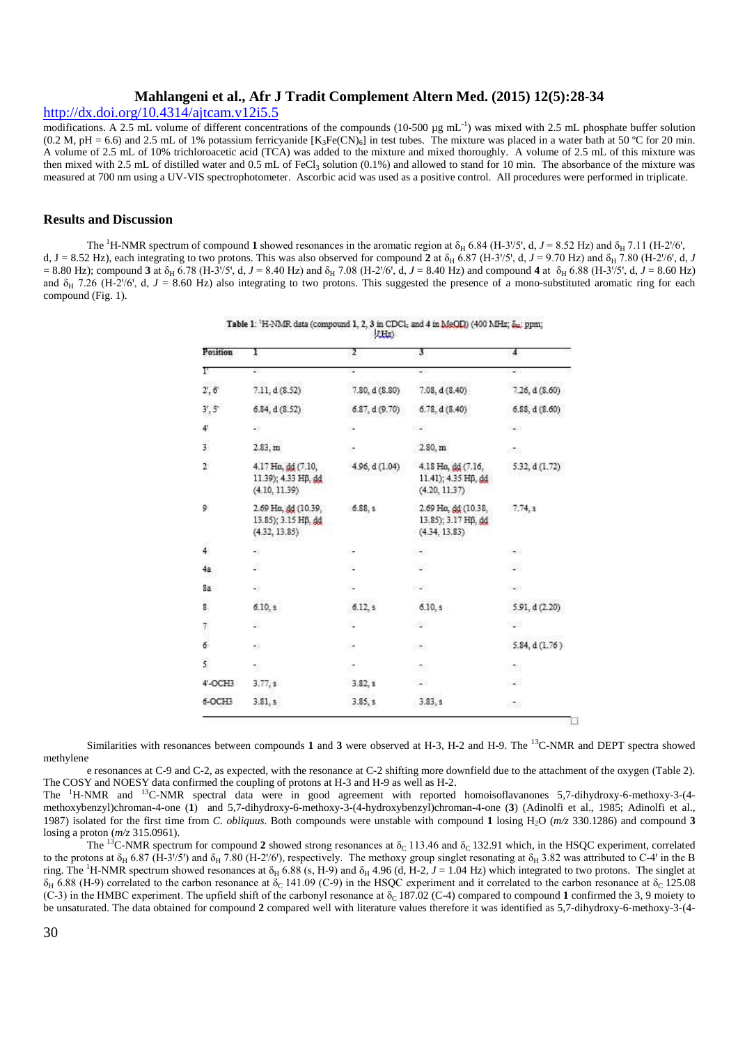modifications. A 2.5 mL volume of different concentrations of the compounds (10-500 µg mL$^{-1}$) was mixed with 2.5 mL phosphate buffer solution (0.2 M, pH = 6.6) and 2.5 mL of 1% potassium ferricyanide [$K_3Fe(CN)_6$] in test tubes. The mixture was placed in a water bath at 50 ºC for 20 min. A volume of 2.5 mL of 10% trichloroacetic acid (TCA) was added to the mixture and mixed thoroughly. A volume of 2.5 mL of this mixture was then mixed with 2.5 mL of distilled water and 0.5 mL of $FeCl_3$ solution (0.1%) and allowed to stand for 10 min. The absorbance of the mixture was measured at 700 nm using a UV-VIS spectrophotometer. Ascorbic acid was used as a positive control. All procedures were performed in triplicate.

## Results and Discussion

The $^1$H-NMR spectrum of compound **1** showed resonances in the aromatic region at $\delta_H$ 6.84 (H-3'/5', d, *J* = 8.52 Hz) and $\delta_H$ 7.11 (H-2'/6', d, J = 8.52 Hz), each integrating to two protons. This was also observed for compound **2** at $\delta_H$ 6.87 (H-3'/5', d, *J* = 9.70 Hz) and $\delta_H$ 7.80 (H-2'/6', d, *J* = 8.80 Hz); compound **3** at $\delta_H$ 6.78 (H-3'/5', d, *J* = 8.40 Hz) and $\delta_H$ 7.08 (H-2'/6', d, *J* = 8.40 Hz) and compound **4** at $\delta_H$ 6.88 (H-3'/5', d, *J* = 8.60 Hz) and $\delta_H$ 7.26 (H-2'/6', d, *J* = 8.60 Hz) also integrating to two protons. This suggested the presence of a mono-substituted aromatic ring for each compound (Fig. 1).

**Table 1:** $^1$H-NMR data (compound 1, 2, 3 in $CDCl_3$ and 4 in MeOD) (400 MHz; $\delta_H$: ppm; *J*,Hz)

| Position | 1 | 2 | 3 | 4 |
|---|---|---|---|---|
| 1' | - | - | - | - |
| 2', 6' | 7.11, d (8.52) | 7.80, d (8.80) | 7.08, d (8.40) | 7.26, d (8.60) |
| 3', 5' | 6.84, d (8.52) | 6.87, d (9.70) | 6.78, d (8.40) | 6.88, d (8.60) |
| 4' | - | - | - | - |
| 3 | 2.83, m | - | 2.80, m | - |
| 2 | 4.17 Hα, dd (7.10, 11.39); 4.33 Hβ, dd (4.10, 11.39) | 4.96, d (1.04) | 4.18 Hα, dd (7.16, 11.41); 4.35 Hβ, dd (4.20, 11.37) | 5.32, d (1.72) |
| 9 | 2.69 Hα, dd (10.39, 13.85); 3.15 Hβ, dd (4.32, 13.85) | 6.88, s | 2.69 Hα, dd (10.38, 13.85); 3.17 Hβ, dd (4.34, 13.83) | 7.74, s |
| 4 | - | - | - | - |
| 4a | - | - | - | - |
| 8a | - | - | - | - |
| 8 | 6.10, s | 6.12, s | 6.10, s | 5.91, d (2.20) |
| 7 | - | - | - | - |
| 6 | - | - | - | 5.84, d (1.76) |
| 5 | - | - | - | - |
| 4'-OCH3 | 3.77, s | 3.82, s | - | - |
| 6-OCH3 | 3.81, s | 3.85, s | 3.83, s | - |

Similarities with resonances between compounds **1** and **3** were observed at H-3, H-2 and H-9. The $^{13}$C-NMR and DEPT spectra showed methylene

e resonances at C-9 and C-2, as expected, with the resonance at C-2 shifting more downfield due to the attachment of the oxygen (Table 2). The COSY and NOESY data confirmed the coupling of protons at H-3 and H-9 as well as H-2.

The $^1$H-NMR and $^{13}$C-NMR spectral data were in good agreement with reported homoisoflavanones 5,7-dihydroxy-6-methoxy-3-(4-methoxybenzyl)chroman-4-one (**1**) and 5,7-dihydroxy-6-methoxy-3-(4-hydroxybenzyl)chroman-4-one (**3**) (Adinolfi et al., 1985; Adinolfi et al., 1987) isolated for the first time from *C. obliquus*. Both compounds were unstable with compound **1** losing $H_2O$ (*m/z* 330.1286) and compound **3** losing a proton (*m/z* 315.0961).

The $^{13}$C-NMR spectrum for compound **2** showed strong resonances at $\delta_C$ 113.46 and $\delta_C$ 132.91 which, in the HSQC experiment, correlated to the protons at $\delta_H$ 6.87 (H-3'/5') and $\delta_H$ 7.80 (H-2'/6'), respectively. The methoxy group singlet resonating at $\delta_H$ 3.82 was attributed to C-4' in the B ring. The $^1$H-NMR spectrum showed resonances at $\delta_H$ 6.88 (s, H-9) and $\delta_H$ 4.96 (d, H-2, *J* = 1.04 Hz) which integrated to two protons. The singlet at $\delta_H$ 6.88 (H-9) correlated to the carbon resonance at $\delta_C$ 141.09 (C-9) in the HSQC experiment and it correlated to the carbon resonance at $\delta_C$ 125.08 (C-3) in the HMBC experiment. The upfield shift of the carbonyl resonance at $\delta_C$ 187.02 (C-4) compared to compound **1** confirmed the 3, 9 moiety to be unsaturated. The data obtained for compound **2** compared well with literature values therefore it was identified as 5,7-dihydroxy-6-methoxy-3-(4-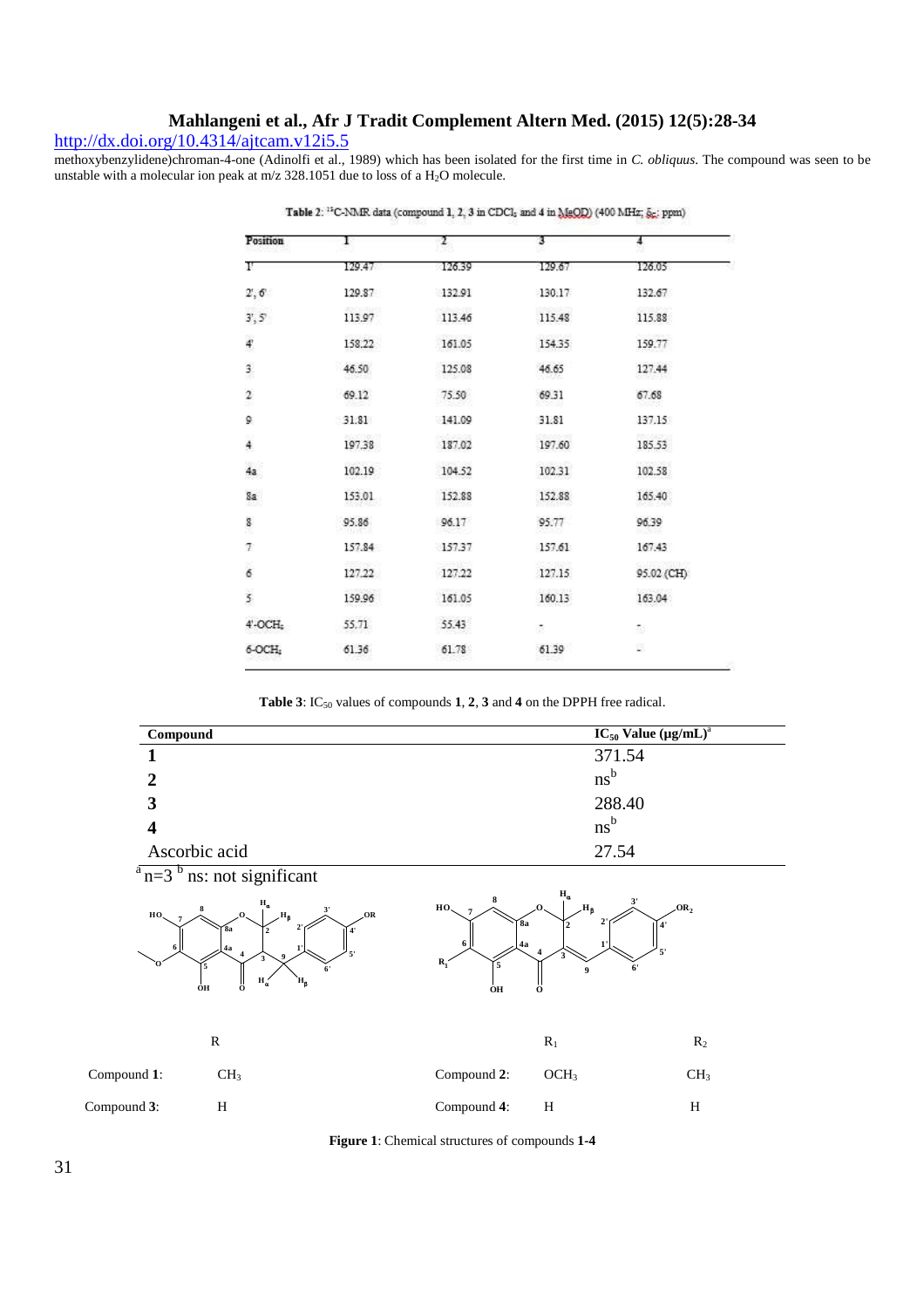methoxybenzylidene)chroman-4-one (Adinolfi et al., 1989) which has been isolated for the first time in *C. obliquus*. The compound was seen to be unstable with a molecular ion peak at m/z 328.1051 due to loss of a $H_2O$ molecule.

**Table 2**: $^{13}$C-NMR data (compound 1, 2, 3 in $CDCl_3$ and 4 in MeOD) (400 MHz; $\delta_C$; ppm)

| Position | 1 | 2 | 3 | 4 |
|---|---|---|---|---|
| 1' | 129.47 | 126.39 | 129.67 | 126.05 |
| 2', 6' | 129.87 | 132.91 | 130.17 | 132.67 |
| 3', 5' | 113.97 | 113.46 | 115.48 | 115.88 |
| 4' | 158.22 | 161.05 | 154.35 | 159.77 |
| 3 | 46.50 | 125.08 | 46.65 | 127.44 |
| 2 | 69.12 | 75.50 | 69.31 | 67.68 |
| 9 | 31.81 | 141.09 | 31.81 | 137.15 |
| 4 | 197.38 | 187.02 | 197.60 | 185.53 |
| 4a | 102.19 | 104.52 | 102.31 | 102.58 |
| 8a | 153.01 | 152.88 | 152.88 | 165.40 |
| 8 | 95.86 | 96.17 | 95.77 | 96.39 |
| 7 | 157.84 | 157.37 | 157.61 | 167.43 |
| 6 | 127.22 | 127.22 | 127.15 | 95.02 (CH) |
| 5 | 159.96 | 161.05 | 160.13 | 163.04 |
| 4'-OCH$_3$ | 55.71 | 55.43 | - | - |
| 6-OCH$_3$ | 61.36 | 61.78 | 61.39 | - |

**Table 3**: $IC_{50}$ values of compounds **1**, **2**, **3** and **4** on the DPPH free radical.

| Compound | $IC_{50}$ Value (μg/mL)[a] |
|---|---|
| **1** | 371.54 |
| **2** | ns[b] |
| **3** | 288.40 |
| **4** | ns[b] |
| Ascorbic acid | 27.54 |

[a] n=3 [b] ns: not significant

| | R | | | $R_1$ | $R_2$ |
|---|---|---|---|---|---|
| Compound **1**: | $CH_3$ | | Compound **2**: | $OCH_3$ | $CH_3$ |
| Compound **3**: | H | | Compound **4**: | H | H |

**Figure 1**: Chemical structures of compounds **1-4**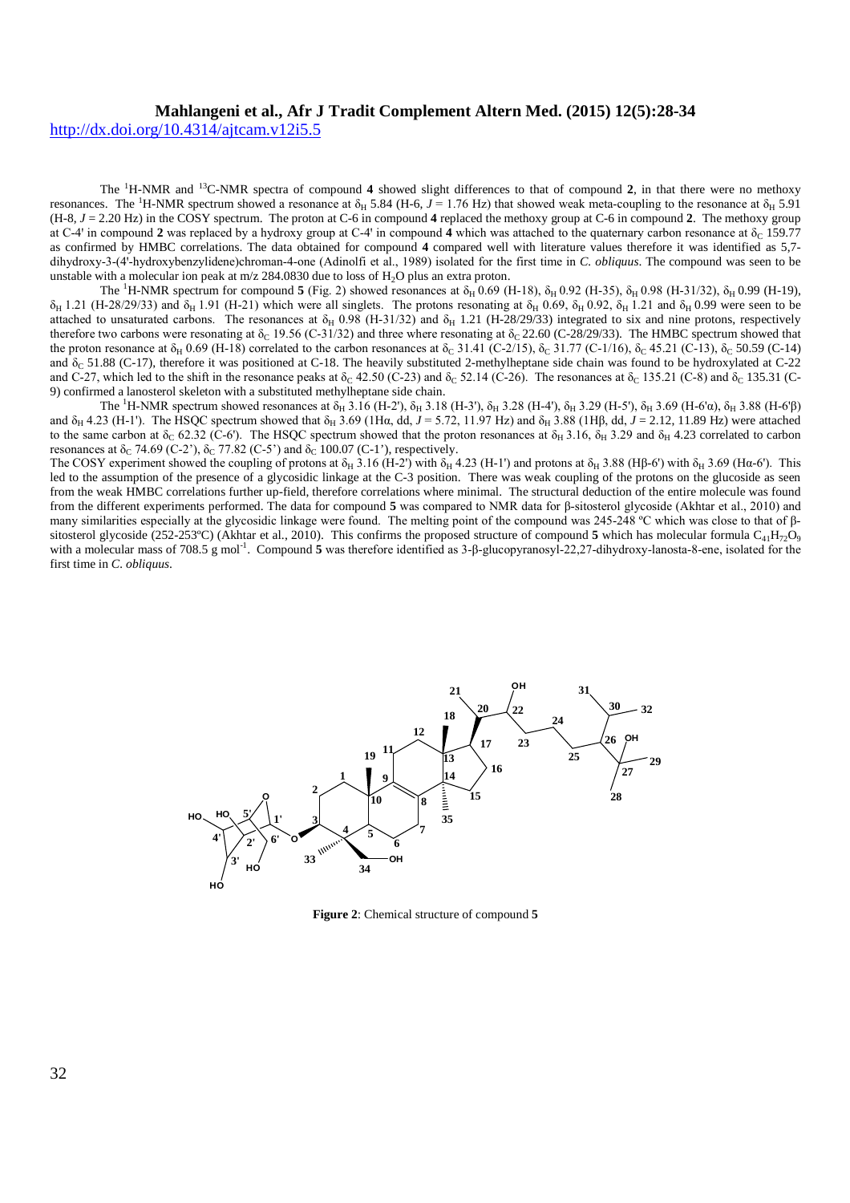The $^{1}$H-NMR and $^{13}$C-NMR spectra of compound **4** showed slight differences to that of compound **2**, in that there were no methoxy resonances. The $^{1}$H-NMR spectrum showed a resonance at $\delta_H$ 5.84 (H-6, $J$ = 1.76 Hz) that showed weak meta-coupling to the resonance at $\delta_H$ 5.91 (H-8, $J$ = 2.20 Hz) in the COSY spectrum. The proton at C-6 in compound **4** replaced the methoxy group at C-6 in compound **2**. The methoxy group at C-4' in compound **2** was replaced by a hydroxy group at C-4' in compound **4** which was attached to the quaternary carbon resonance at $\delta_C$ 159.77 as confirmed by HMBC correlations. The data obtained for compound **4** compared well with literature values therefore it was identified as 5,7-dihydroxy-3-(4'-hydroxybenzylidene)chroman-4-one (Adinolfi et al., 1989) isolated for the first time in *C. obliquus*. The compound was seen to be unstable with a molecular ion peak at m/z 284.0830 due to loss of $H_2O$ plus an extra proton.

The $^{1}$H-NMR spectrum for compound **5** (Fig. 2) showed resonances at $\delta_H$ 0.69 (H-18), $\delta_H$ 0.92 (H-35), $\delta_H$ 0.98 (H-31/32), $\delta_H$ 0.99 (H-19), $\delta_H$ 1.21 (H-28/29/33) and $\delta_H$ 1.91 (H-21) which were all singlets. The protons resonating at $\delta_H$ 0.69, $\delta_H$ 0.92, $\delta_H$ 1.21 and $\delta_H$ 0.99 were seen to be attached to unsaturated carbons. The resonances at $\delta_H$ 0.98 (H-31/32) and $\delta_H$ 1.21 (H-28/29/33) integrated to six and nine protons, respectively therefore two carbons were resonating at $\delta_C$ 19.56 (C-31/32) and three where resonating at $\delta_C$ 22.60 (C-28/29/33). The HMBC spectrum showed that the proton resonance at $\delta_H$ 0.69 (H-18) correlated to the carbon resonances at $\delta_C$ 31.41 (C-2/15), $\delta_C$ 31.77 (C-1/16), $\delta_C$ 45.21 (C-13), $\delta_C$ 50.59 (C-14) and $\delta_C$ 51.88 (C-17), therefore it was positioned at C-18. The heavily substituted 2-methylheptane side chain was found to be hydroxylated at C-22 and C-27, which led to the shift in the resonance peaks at $\delta_C$ 42.50 (C-23) and $\delta_C$ 52.14 (C-26). The resonances at $\delta_C$ 135.21 (C-8) and $\delta_C$ 135.31 (C-9) confirmed a lanosterol skeleton with a substituted methylheptane side chain.

The $^{1}$H-NMR spectrum showed resonances at $\delta_H$ 3.16 (H-2'), $\delta_H$ 3.18 (H-3'), $\delta_H$ 3.28 (H-4'), $\delta_H$ 3.29 (H-5'), $\delta_H$ 3.69 (H-6'α), $\delta_H$ 3.88 (H-6'β) and $\delta_H$ 4.23 (H-1'). The HSQC spectrum showed that $\delta_H$ 3.69 (1Hα, dd, $J$ = 5.72, 11.97 Hz) and $\delta_H$ 3.88 (1Hβ, dd, $J$ = 2.12, 11.89 Hz) were attached to the same carbon at $\delta_C$ 62.32 (C-6'). The HSQC spectrum showed that the proton resonances at $\delta_H$ 3.16, $\delta_H$ 3.29 and $\delta_H$ 4.23 correlated to carbon resonances at $\delta_C$ 74.69 (C-2'), $\delta_C$ 77.82 (C-5') and $\delta_C$ 100.07 (C-1'), respectively.

The COSY experiment showed the coupling of protons at $\delta_H$ 3.16 (H-2') with $\delta_H$ 4.23 (H-1') and protons at $\delta_H$ 3.88 (Hβ-6') with $\delta_H$ 3.69 (Hα-6'). This led to the assumption of the presence of a glycosidic linkage at the C-3 position. There was weak coupling of the protons on the glucoside as seen from the weak HMBC correlations further up-field, therefore correlations where minimal. The structural deduction of the entire molecule was found from the different experiments performed. The data for compound **5** was compared to NMR data for β-sitosterol glycoside (Akhtar et al., 2010) and many similarities especially at the glycosidic linkage were found. The melting point of the compound was 245-248 ºC which was close to that of β-sitosterol glycoside (252-253ºC) (Akhtar et al., 2010). This confirms the proposed structure of compound **5** which has molecular formula $C_{41}H_{72}O_9$ with a molecular mass of 708.5 g mol$^{-1}$. Compound **5** was therefore identified as 3-β-glucopyranosyl-22,27-dihydroxy-lanosta-8-ene, isolated for the first time in *C. obliquus*.

**Figure 2**: Chemical structure of compound **5**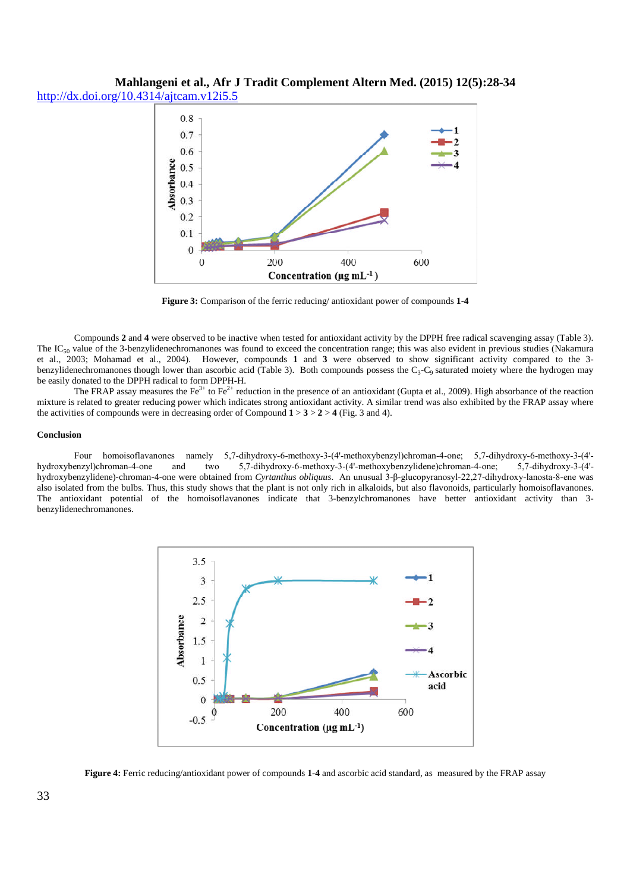Figure 3: Comparison of the ferric reducing/ antioxidant power of compounds **1-4**

Compounds **2** and **4** were observed to be inactive when tested for antioxidant activity by the DPPH free radical scavenging assay (Table 3). The $IC_{50}$ value of the 3-benzylidenechromanones was found to exceed the concentration range; this was also evident in previous studies (Nakamura et al., 2003; Mohamad et al., 2004). However, compounds **1** and **3** were observed to show significant activity compared to the 3-benzylidenechromanones though lower than ascorbic acid (Table 3). Both compounds possess the $C_3$-$C_9$ saturated moiety where the hydrogen may be easily donated to the DPPH radical to form DPPH-H.

The FRAP assay measures the $Fe^{3+}$ to $Fe^{2+}$ reduction in the presence of an antioxidant (Gupta et al., 2009). High absorbance of the reaction mixture is related to greater reducing power which indicates strong antioxidant activity. A similar trend was also exhibited by the FRAP assay where the activities of compounds were in decreasing order of Compound **1** > **3** > **2** > **4** (Fig. 3 and 4).

#### Conclusion

Four homoisoflavanones namely 5,7-dihydroxy-6-methoxy-3-(4'-methoxybenzyl)chroman-4-one; 5,7-dihydroxy-6-methoxy-3-(4'-hydroxybenzyl)chroman-4-one and two 5,7-dihydroxy-6-methoxy-3-(4'-methoxybenzylidene)chroman-4-one; 5,7-dihydroxy-3-(4'-hydroxybenzylidene)-chroman-4-one were obtained from *Cyrtanthus obliquus*. An unusual 3-β-glucopyranosyl-22,27-dihydroxy-lanosta-8-ene was also isolated from the bulbs. Thus, this study shows that the plant is not only rich in alkaloids, but also flavonoids, particularly homoisoflavanones. The antioxidant potential of the homoisoflavanones indicate that 3-benzylchromanones have better antioxidant activity than 3-benzylidenechromanones.

**Figure 4:** Ferric reducing/antioxidant power of compounds **1-4** and ascorbic acid standard, as measured by the FRAP assay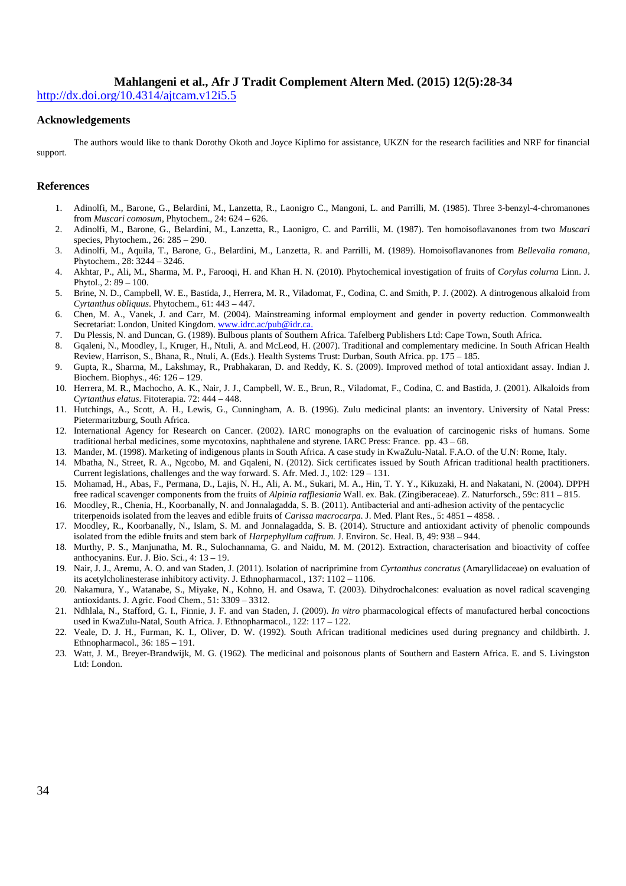## Acknowledgements

The authors would like to thank Dorothy Okoth and Joyce Kiplimo for assistance, UKZN for the research facilities and NRF for financial support.

## References

1. Adinolfi, M., Barone, G., Belardini, M., Lanzetta, R., Laonigro C., Mangoni, L. and Parrilli, M. (1985). Three 3-benzyl-4-chromanones from *Muscari comosum*, Phytochem., 24: 624 – 626.
2. Adinolfi, M., Barone, G., Belardini, M., Lanzetta, R., Laonigro, C. and Parrilli, M. (1987). Ten homoisoflavanones from two *Muscari* species, Phytochem., 26: 285 – 290.
3. Adinolfi, M., Aquila, T., Barone, G., Belardini, M., Lanzetta, R. and Parrilli, M. (1989). Homoisoflavanones from *Bellevalia romana*, Phytochem., 28: 3244 – 3246.
4. Akhtar, P., Ali, M., Sharma, M. P., Farooqi, H. and Khan H. N. (2010). Phytochemical investigation of fruits of *Corylus colurna* Linn. J. Phytol., 2: 89 – 100.
5. Brine, N. D., Campbell, W. E., Bastida, J., Herrera, M. R., Viladomat, F., Codina, C. and Smith, P. J. (2002). A dintrogenous alkaloid from *Cyrtanthus obliquus*. Phytochem., 61: 443 – 447.
6. Chen, M. A., Vanek, J. and Carr, M. (2004). Mainstreaming informal employment and gender in poverty reduction. Commonwealth Secretariat: London, United Kingdom. www.idrc.ac/pub@idr.ca.
7. Du Plessis, N. and Duncan, G. (1989). Bulbous plants of Southern Africa. Tafelberg Publishers Ltd: Cape Town, South Africa.
8. Gqaleni, N., Moodley, I., Kruger, H., Ntuli, A. and McLeod, H. (2007). Traditional and complementary medicine. In South African Health Review, Harrison, S., Bhana, R., Ntuli, A. (Eds.). Health Systems Trust: Durban, South Africa. pp. 175 – 185.
9. Gupta, R., Sharma, M., Lakshmay, R., Prabhakaran, D. and Reddy, K. S. (2009). Improved method of total antioxidant assay. Indian J. Biochem. Biophys., 46: 126 – 129.
10. Herrera, M. R., Machocho, A. K., Nair, J. J., Campbell, W. E., Brun, R., Viladomat, F., Codina, C. and Bastida, J. (2001). Alkaloids from *Cyrtanthus elatus*. Fitoterapia. 72: 444 – 448.
11. Hutchings, A., Scott, A. H., Lewis, G., Cunningham, A. B. (1996). Zulu medicinal plants: an inventory. University of Natal Press: Pietermaritzburg, South Africa.
12. International Agency for Research on Cancer. (2002). IARC monographs on the evaluation of carcinogenic risks of humans. Some traditional herbal medicines, some mycotoxins, naphthalene and styrene. IARC Press: France. pp. 43 – 68.
13. Mander, M. (1998). Marketing of indigenous plants in South Africa. A case study in KwaZulu-Natal. F.A.O. of the U.N: Rome, Italy.
14. Mbatha, N., Street, R. A., Ngcobo, M. and Gqaleni, N. (2012). Sick certificates issued by South African traditional health practitioners. Current legislations, challenges and the way forward. S. Afr. Med. J., 102: 129 – 131.
15. Mohamad, H., Abas, F., Permana, D., Lajis, N. H., Ali, A. M., Sukari, M. A., Hin, T. Y. Y., Kikuzaki, H. and Nakatani, N. (2004). DPPH free radical scavenger components from the fruits of *Alpinia rafflesiania* Wall. ex. Bak. (Zingiberaceae). Z. Naturforsch., 59c: 811 – 815.
16. Moodley, R., Chenia, H., Koorbanally, N. and Jonnalagadda, S. B. (2011). Antibacterial and anti-adhesion activity of the pentacyclic triterpenoids isolated from the leaves and edible fruits of *Carissa macrocarpa*. J. Med. Plant Res., 5: 4851 – 4858. .
17. Moodley, R., Koorbanally, N., Islam, S. M. and Jonnalagadda, S. B. (2014). Structure and antioxidant activity of phenolic compounds isolated from the edible fruits and stem bark of *Harpephyllum caffrum*. J. Environ. Sc. Heal. B, 49: 938 – 944.
18. Murthy, P. S., Manjunatha, M. R., Sulochannama, G. and Naidu, M. M. (2012). Extraction, characterisation and bioactivity of coffee anthocyanins. Eur. J. Bio. Sci., 4: 13 – 19.
19. Nair, J. J., Aremu, A. O. and van Staden, J. (2011). Isolation of nacriprimine from *Cyrtanthus concratus* (Amaryllidaceae) on evaluation of its acetylcholinesterase inhibitory activity. J. Ethnopharmacol., 137: 1102 – 1106.
20. Nakamura, Y., Watanabe, S., Miyake, N., Kohno, H. and Osawa, T. (2003). Dihydrochalcones: evaluation as novel radical scavenging antioxidants. J. Agric. Food Chem., 51: 3309 – 3312.
21. Ndhlala, N., Stafford, G. I., Finnie, J. F. and van Staden, J. (2009). *In vitro* pharmacological effects of manufactured herbal concoctions used in KwaZulu-Natal, South Africa. J. Ethnopharmacol., 122: 117 – 122.
22. Veale, D. J. H., Furman, K. I., Oliver, D. W. (1992). South African traditional medicines used during pregnancy and childbirth. J. Ethnopharmacol., 36: 185 – 191.
23. Watt, J. M., Breyer-Brandwijk, M. G. (1962). The medicinal and poisonous plants of Southern and Eastern Africa. E. and S. Livingston Ltd: London.